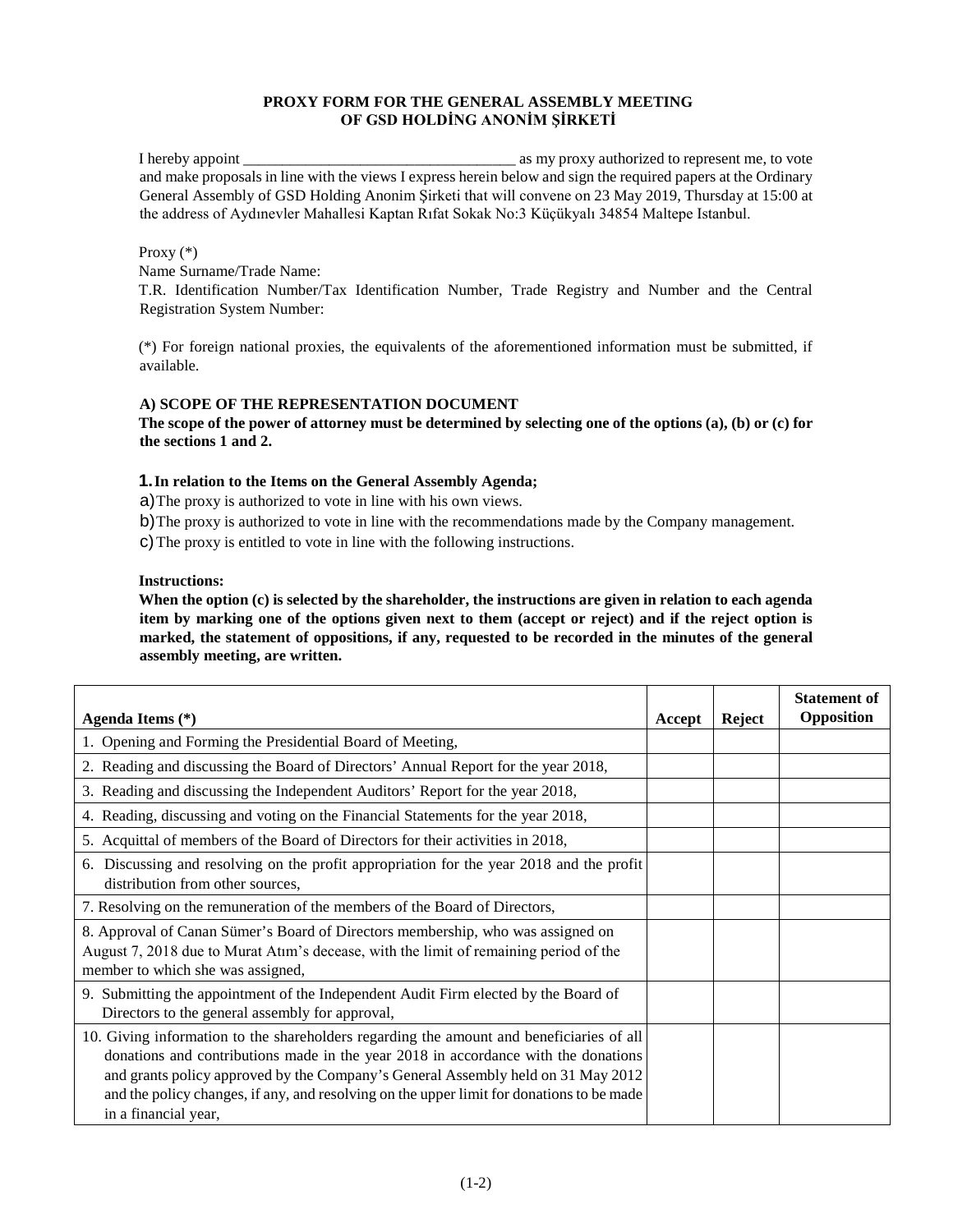**PROXY FORM FOR THE GENERAL ASSEMBLY MEETING OF GSD HOLDİNG ANONİM ŞİRKETİ**

I hereby appoint ___________________________________ as my proxy authorized to represent me, to vote and make proposals in line with the views I express herein below and sign the required papers at the Ordinary General Assembly of GSD Holding Anonim Şirketi that will convene on 23 May 2019, Thursday at 15:00 at the address of Aydınevler Mahallesi Kaptan Rıfat Sokak No:3 Küçükyalı 34854 Maltepe Istanbul.

Proxy (*)
Name Surname/Trade Name:
T.R. Identification Number/Tax Identification Number, Trade Registry and Number and the Central Registration System Number:

(*) For foreign national proxies, the equivalents of the aforementioned information must be submitted, if available.

**A) SCOPE OF THE REPRESENTATION DOCUMENT**

**The scope of the power of attorney must be determined by selecting one of the options (a), (b) or (c) for the sections 1 and 2.**

**1. In relation to the Items on the General Assembly Agenda;**

a) The proxy is authorized to vote in line with his own views.

b) The proxy is authorized to vote in line with the recommendations made by the Company management.

c) The proxy is entitled to vote in line with the following instructions.

**Instructions:**

**When the option (c) is selected by the shareholder, the instructions are given in relation to each agenda item by marking one of the options given next to them (accept or reject) and if the reject option is marked, the statement of oppositions, if any, requested to be recorded in the minutes of the general assembly meeting, are written.**

| Agenda Items (*) | Accept | Reject | Statement of Opposition |
|---|---|---|---|
| 1. Opening and Forming the Presidential Board of Meeting, | | | |
| 2. Reading and discussing the Board of Directors' Annual Report for the year 2018, | | | |
| 3. Reading and discussing the Independent Auditors' Report for the year 2018, | | | |
| 4. Reading, discussing and voting on the Financial Statements for the year 2018, | | | |
| 5. Acquittal of members of the Board of Directors for their activities in 2018, | | | |
| 6. Discussing and resolving on the profit appropriation for the year 2018 and the profit distribution from other sources, | | | |
| 7. Resolving on the remuneration of the members of the Board of Directors, | | | |
| 8. Approval of Canan Sümer's Board of Directors membership, who was assigned on August 7, 2018 due to Murat Atım's decease, with the limit of remaining period of the member to which she was assigned, | | | |
| 9. Submitting the appointment of the Independent Audit Firm elected by the Board of Directors to the general assembly for approval, | | | |
| 10. Giving information to the shareholders regarding the amount and beneficiaries of all donations and contributions made in the year 2018 in accordance with the donations and grants policy approved by the Company's General Assembly held on 31 May 2012 and the policy changes, if any, and resolving on the upper limit for donations to be made in a financial year, | | | |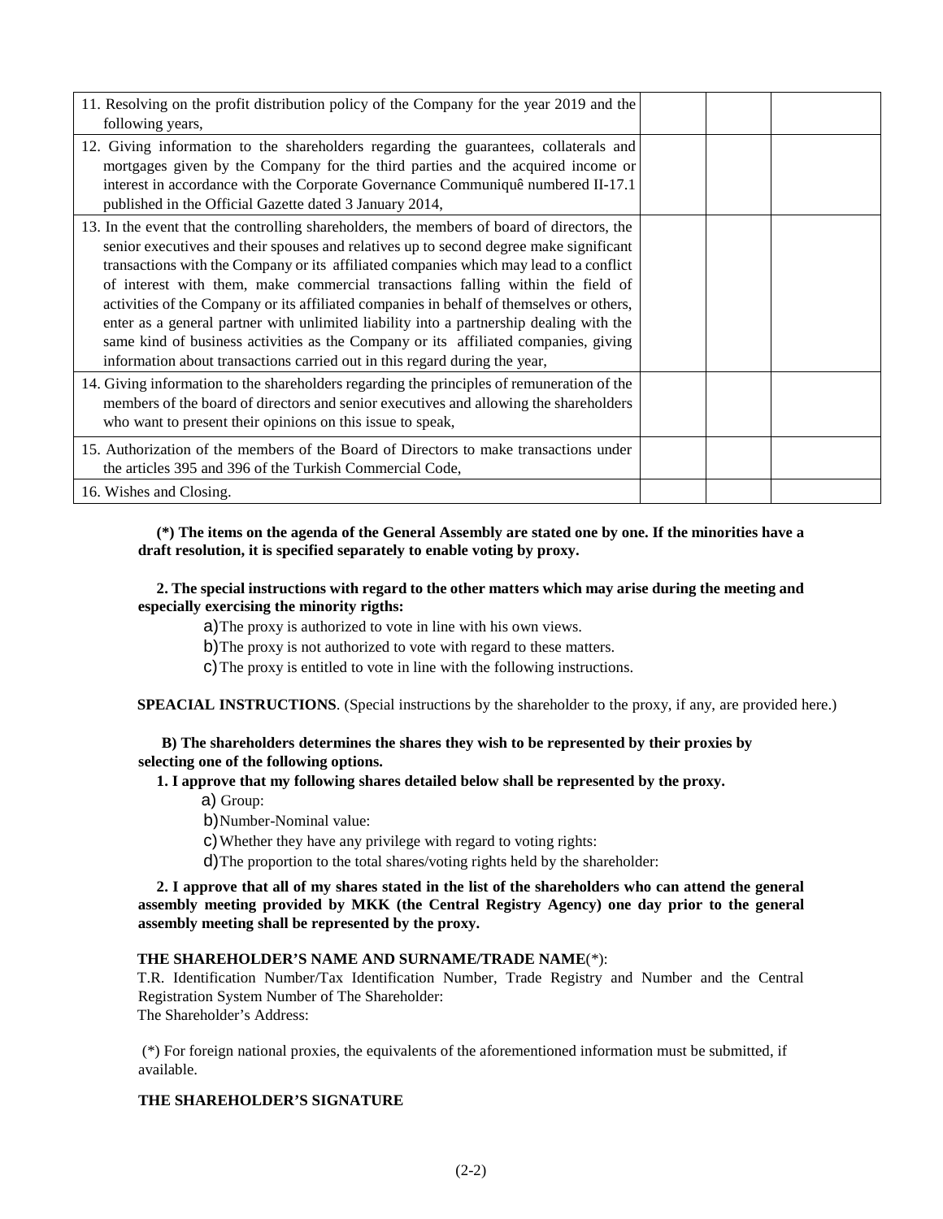| | | | |
|---|---|---|---|
| 11. Resolving on the profit distribution policy of the Company for the year 2019 and the following years, | | | |
| 12. Giving information to the shareholders regarding the guarantees, collaterals and mortgages given by the Company for the third parties and the acquired income or interest in accordance with the Corporate Governance Communiquê numbered II-17.1 published in the Official Gazette dated 3 January 2014, | | | |
| 13. In the event that the controlling shareholders, the members of board of directors, the senior executives and their spouses and relatives up to second degree make significant transactions with the Company or its affiliated companies which may lead to a conflict of interest with them, make commercial transactions falling within the field of activities of the Company or its affiliated companies in behalf of themselves or others, enter as a general partner with unlimited liability into a partnership dealing with the same kind of business activities as the Company or its affiliated companies, giving information about transactions carried out in this regard during the year, | | | |
| 14. Giving information to the shareholders regarding the principles of remuneration of the members of the board of directors and senior executives and allowing the shareholders who want to present their opinions on this issue to speak, | | | |
| 15. Authorization of the members of the Board of Directors to make transactions under the articles 395 and 396 of the Turkish Commercial Code, | | | |
| 16. Wishes and Closing. | | | |

**(*) The items on the agenda of the General Assembly are stated one by one. If the minorities have a draft resolution, it is specified separately to enable voting by proxy.**

**2. The special instructions with regard to the other matters which may arise during the meeting and especially exercising the minority rigths:**

a) The proxy is authorized to vote in line with his own views.

b) The proxy is not authorized to vote with regard to these matters.

c) The proxy is entitled to vote in line with the following instructions.

**SPEACIAL INSTRUCTIONS**. (Special instructions by the shareholder to the proxy, if any, are provided here.)

**B) The shareholders determines the shares they wish to be represented by their proxies by selecting one of the following options.**

**1. I approve that my following shares detailed below shall be represented by the proxy.**

a) Group:

b) Number-Nominal value:

c) Whether they have any privilege with regard to voting rights:

d) The proportion to the total shares/voting rights held by the shareholder:

**2. I approve that all of my shares stated in the list of the shareholders who can attend the general assembly meeting provided by MKK (the Central Registry Agency) one day prior to the general assembly meeting shall be represented by the proxy.**

**THE SHAREHOLDER'S NAME AND SURNAME/TRADE NAME**(*):

T.R. Identification Number/Tax Identification Number, Trade Registry and Number and the Central Registration System Number of The Shareholder:

The Shareholder's Address:

(*) For foreign national proxies, the equivalents of the aforementioned information must be submitted, if available.

**THE SHAREHOLDER'S SIGNATURE**